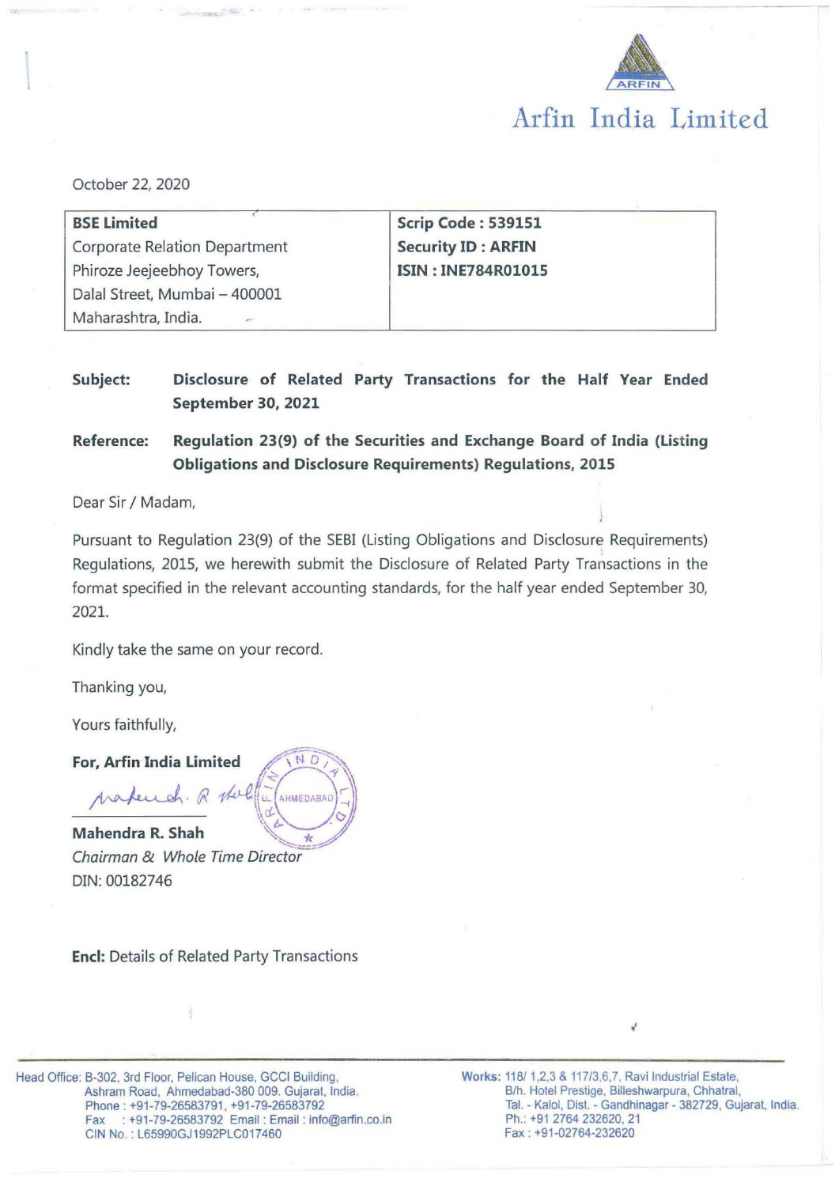# Arfin India Limited

October 22, 2020

| BSE Limited | Scrip Code : 539151 |
|---|---|
| Corporate Relation Department | Security ID : ARFIN |
| Phiroze Jeejeebhoy Towers, | ISIN : INE784R01015 |
| Dalal Street, Mumbai – 400001 | |
| Maharashtra, India. | |

**Subject:** **Disclosure of Related Party Transactions for the Half Year Ended September 30, 2021**

**Reference:** **Regulation 23(9) of the Securities and Exchange Board of India (Listing Obligations and Disclosure Requirements) Regulations, 2015**

Dear Sir / Madam,

Pursuant to Regulation 23(9) of the SEBI (Listing Obligations and Disclosure Requirements) Regulations, 2015, we herewith submit the Disclosure of Related Party Transactions in the format specified in the relevant accounting standards, for the half year ended September 30, 2021.

Kindly take the same on your record.

Thanking you,

Yours faithfully,

**For, Arfin India Limited**

**Mahendra R. Shah**
*Chairman & Whole Time Director*
DIN: 00182746

**Encl:** Details of Related Party Transactions

Head Office: B-302, 3rd Floor, Pelican House, GCCI Building, Ashram Road, Ahmedabad-380 009. Gujarat, India.
Phone : +91-79-26583791, +91-79-26583792
Fax : +91-79-26583792 Email : Email : info@arfin.co.in
CIN No. : L65990GJ1992PLC017460

Works: 118/ 1,2,3 & 117/3,6,7, Ravi Industrial Estate, B/h. Hotel Prestige, Billeshwarpura, Chhatral, Tal. - Kalol, Dist. - Gandhinagar - 382729, Gujarat, India.
Ph.: +91 2764 232620, 21
Fax : +91-02764-232620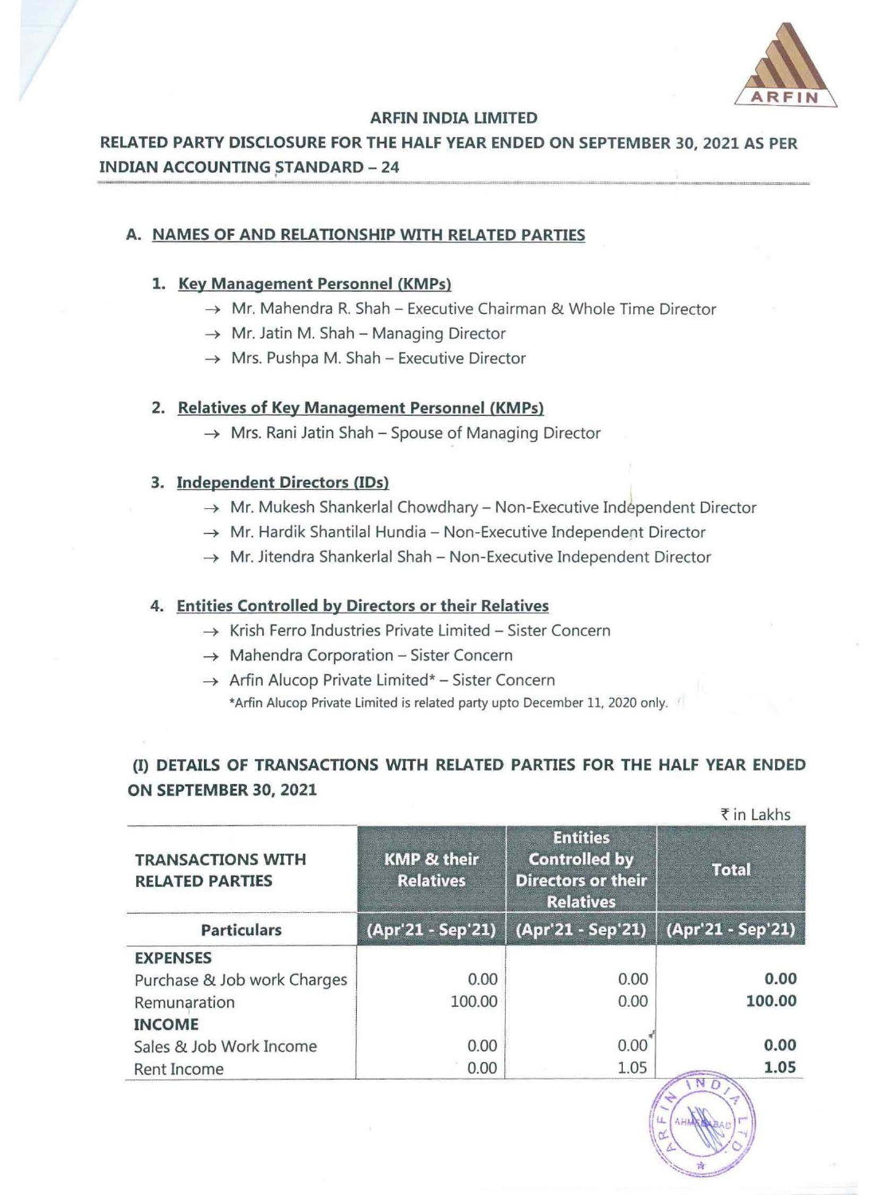## ARFIN INDIA LIMITED

## RELATED PARTY DISCLOSURE FOR THE HALF YEAR ENDED ON SEPTEMBER 30, 2021 AS PER INDIAN ACCOUNTING STANDARD – 24

### A. NAMES OF AND RELATIONSHIP WITH RELATED PARTIES

1. **Key Management Personnel (KMPs)**
   - → Mr. Mahendra R. Shah – Executive Chairman & Whole Time Director
   - → Mr. Jatin M. Shah – Managing Director
   - → Mrs. Pushpa M. Shah – Executive Director

2. **Relatives of Key Management Personnel (KMPs)**
   - → Mrs. Rani Jatin Shah – Spouse of Managing Director

3. **Independent Directors (IDs)**
   - → Mr. Mukesh Shankerlal Chowdhary – Non-Executive Independent Director
   - → Mr. Hardik Shantilal Hundia – Non-Executive Independent Director
   - → Mr. Jitendra Shankerlal Shah – Non-Executive Independent Director

4. **Entities Controlled by Directors or their Relatives**
   - → Krish Ferro Industries Private Limited – Sister Concern
   - → Mahendra Corporation – Sister Concern
   - → Arfin Alucop Private Limited* – Sister Concern

   *Arfin Alucop Private Limited is related party upto December 11, 2020 only.

### (I) DETAILS OF TRANSACTIONS WITH RELATED PARTIES FOR THE HALF YEAR ENDED ON SEPTEMBER 30, 2021

₹ in Lakhs

| TRANSACTIONS WITH RELATED PARTIES | KMP & their Relatives | Entities Controlled by Directors or their Relatives | Total |
|---|---|---|---|
| **Particulars** | **(Apr'21 - Sep'21)** | **(Apr'21 - Sep'21)** | **(Apr'21 - Sep'21)** |
| **EXPENSES** | | | |
| Purchase & Job work Charges | 0.00 | 0.00 | **0.00** |
| Remunaration | 100.00 | 0.00 | **100.00** |
| **INCOME** | | | |
| Sales & Job Work Income | 0.00 | 0.00 | **0.00** |
| Rent Income | 0.00 | 1.05 | **1.05** |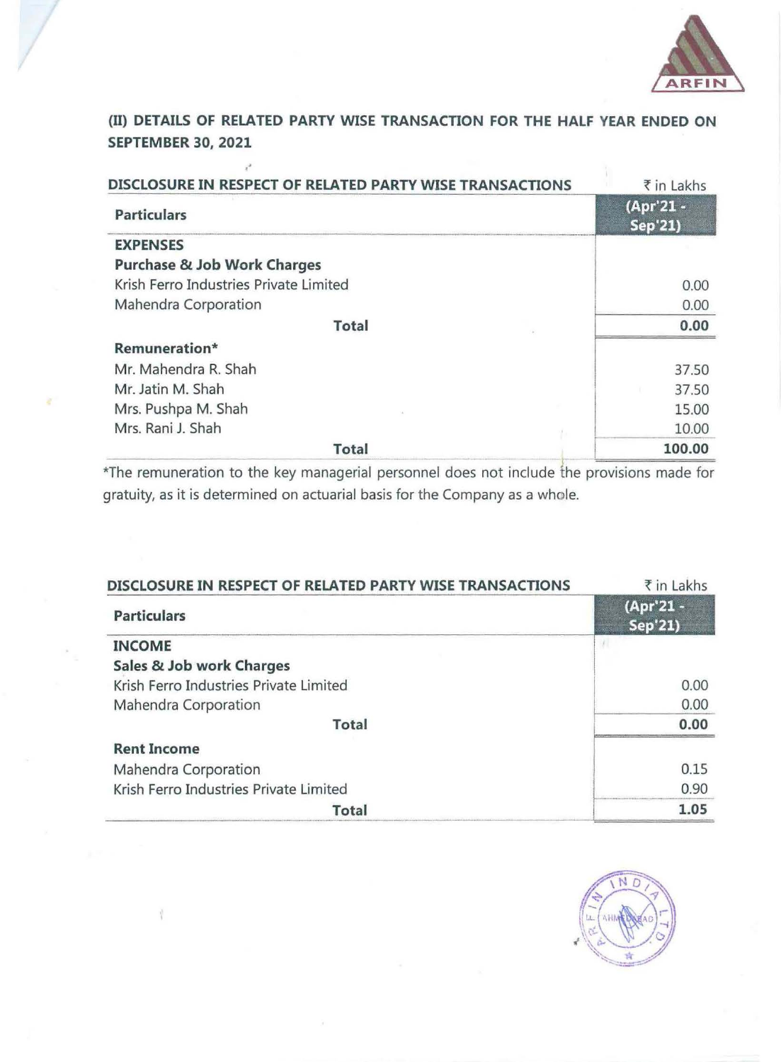## (II) DETAILS OF RELATED PARTY WISE TRANSACTION FOR THE HALF YEAR ENDED ON SEPTEMBER 30, 2021

**DISCLOSURE IN RESPECT OF RELATED PARTY WISE TRANSACTIONS** ₹ in Lakhs

| Particulars | (Apr'21 - Sep'21) |
|---|---|
| **EXPENSES** | |
| **Purchase & Job Work Charges** | |
| Krish Ferro Industries Private Limited | 0.00 |
| Mahendra Corporation | 0.00 |
| **Total** | **0.00** |
| **Remuneration*** | |
| Mr. Mahendra R. Shah | 37.50 |
| Mr. Jatin M. Shah | 37.50 |
| Mrs. Pushpa M. Shah | 15.00 |
| Mrs. Rani J. Shah | 10.00 |
| **Total** | **100.00** |

*The remuneration to the key managerial personnel does not include the provisions made for gratuity, as it is determined on actuarial basis for the Company as a whole.

**DISCLOSURE IN RESPECT OF RELATED PARTY WISE TRANSACTIONS** ₹ in Lakhs

| Particulars | (Apr'21 - Sep'21) |
|---|---|
| **INCOME** | |
| **Sales & Job work Charges** | |
| Krish Ferro Industries Private Limited | 0.00 |
| Mahendra Corporation | 0.00 |
| **Total** | **0.00** |
| **Rent Income** | |
| Mahendra Corporation | 0.15 |
| Krish Ferro Industries Private Limited | 0.90 |
| **Total** | **1.05** |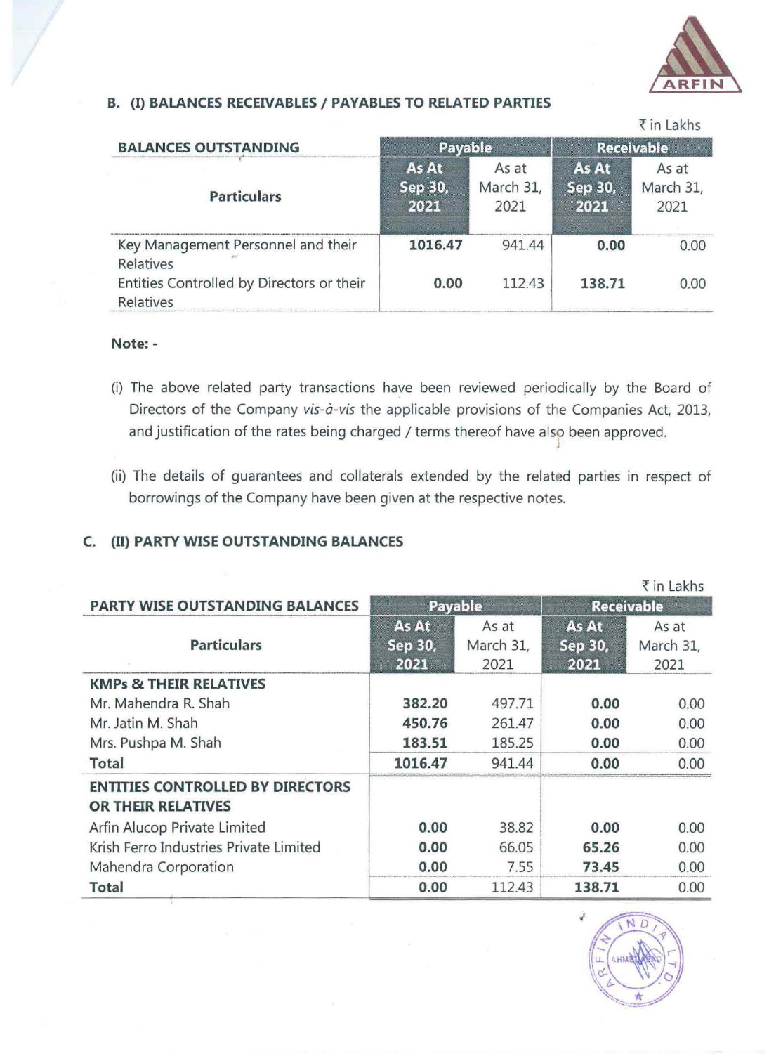## B. (I) BALANCES RECEIVABLES / PAYABLES TO RELATED PARTIES

₹ in Lakhs

| BALANCES OUTSTANDING | Payable | | Receivable | |
|---|---|---|---|---|
| Particulars | As At Sep 30, 2021 | As at March 31, 2021 | As At Sep 30, 2021 | As at March 31, 2021 |
| Key Management Personnel and their Relatives | **1016.47** | 941.44 | **0.00** | 0.00 |
| Entities Controlled by Directors or their Relatives | **0.00** | 112.43 | **138.71** | 0.00 |

**Note: -**

(i) The above related party transactions have been reviewed periodically by the Board of Directors of the Company *vis-à-vis* the applicable provisions of the Companies Act, 2013, and justification of the rates being charged / terms thereof have also been approved.

(ii) The details of guarantees and collaterals extended by the related parties in respect of borrowings of the Company have been given at the respective notes.

## C. (II) PARTY WISE OUTSTANDING BALANCES

₹ in Lakhs

| PARTY WISE OUTSTANDING BALANCES | Payable | | Receivable | |
|---|---|---|---|---|
| Particulars | As At Sep 30, 2021 | As at March 31, 2021 | As At Sep 30, 2021 | As at March 31, 2021 |
| **KMPs & THEIR RELATIVES** | | | | |
| Mr. Mahendra R. Shah | **382.20** | 497.71 | **0.00** | 0.00 |
| Mr. Jatin M. Shah | **450.76** | 261.47 | **0.00** | 0.00 |
| Mrs. Pushpa M. Shah | **183.51** | 185.25 | **0.00** | 0.00 |
| **Total** | **1016.47** | 941.44 | **0.00** | 0.00 |
| **ENTITIES CONTROLLED BY DIRECTORS OR THEIR RELATIVES** | | | | |
| Arfin Alucop Private Limited | **0.00** | 38.82 | **0.00** | 0.00 |
| Krish Ferro Industries Private Limited | **0.00** | 66.05 | **65.26** | 0.00 |
| Mahendra Corporation | **0.00** | 7.55 | **73.45** | 0.00 |
| **Total** | **0.00** | 112.43 | **138.71** | 0.00 |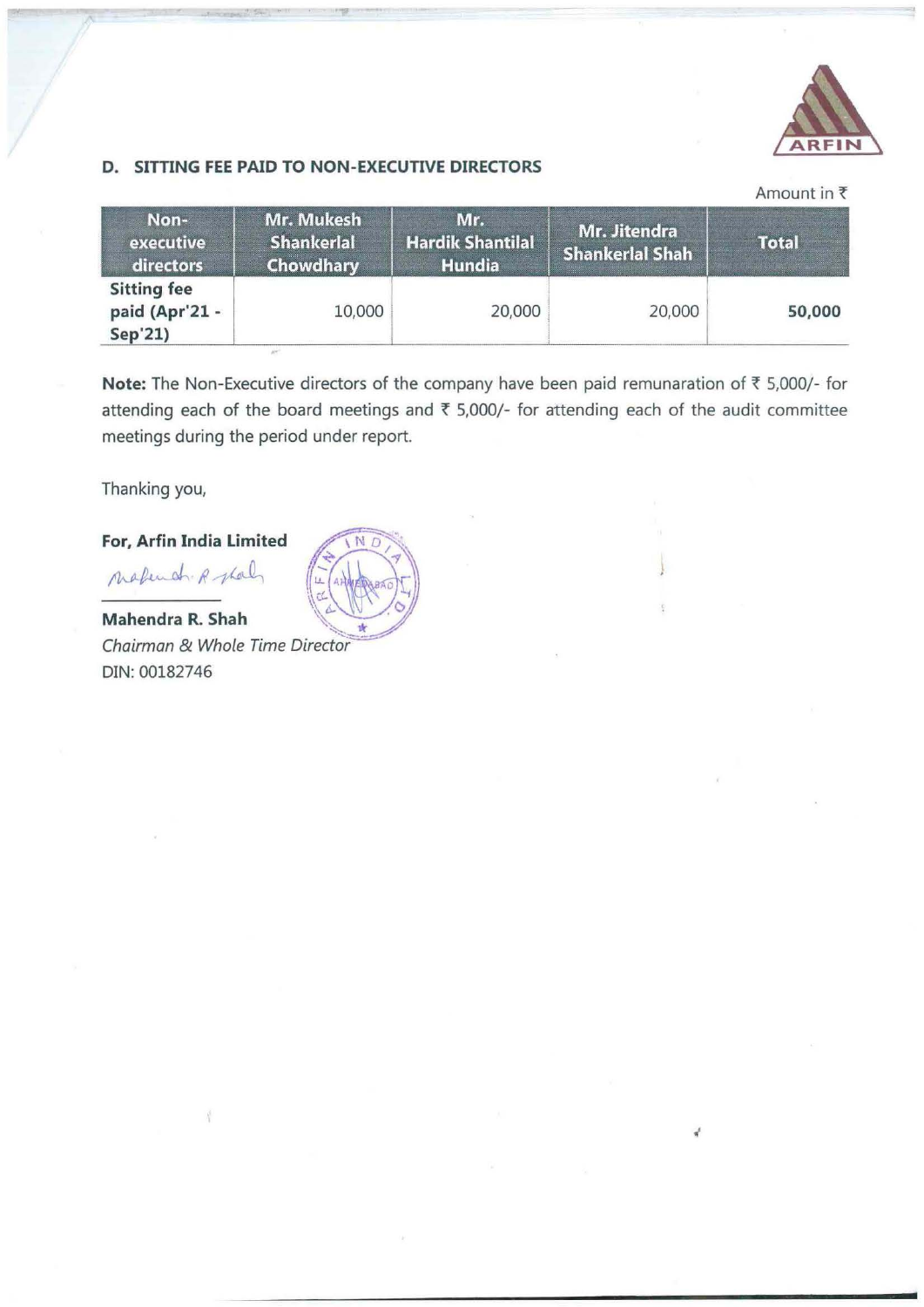## D. SITTING FEE PAID TO NON-EXECUTIVE DIRECTORS

Amount in ₹

| Non-executive directors | Mr. Mukesh Shankerlal Chowdhary | Mr. Hardik Shantilal Hundia | Mr. Jitendra Shankerlal Shah | Total |
|---|---|---|---|---|
| **Sitting fee paid (Apr'21 - Sep'21)** | 10,000 | 20,000 | 20,000 | **50,000** |

**Note:** The Non-Executive directors of the company have been paid remunaration of ₹ 5,000/- for attending each of the board meetings and ₹ 5,000/- for attending each of the audit committee meetings during the period under report.

Thanking you,

**For, Arfin India Limited**

**Mahendra R. Shah**
*Chairman & Whole Time Director*
DIN: 00182746